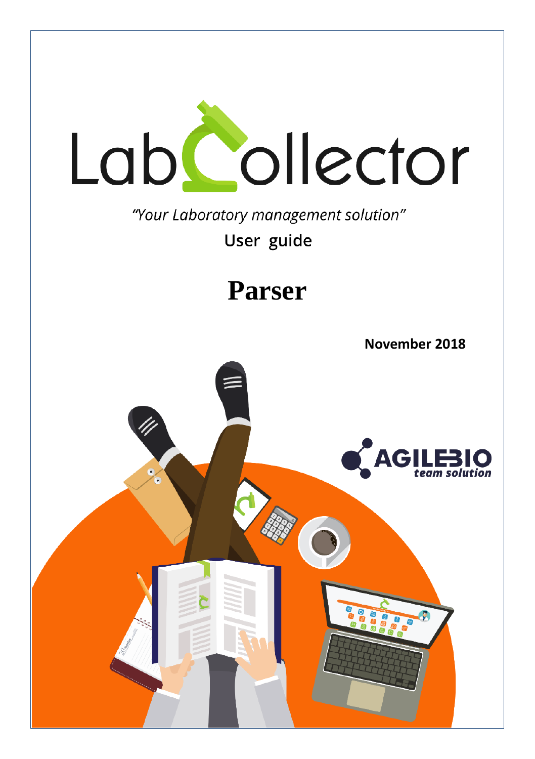# LabCollector

*"Your Laboratory management solution"*

User guide

# Parser

**November 2018**

AGILEBIO *team solution*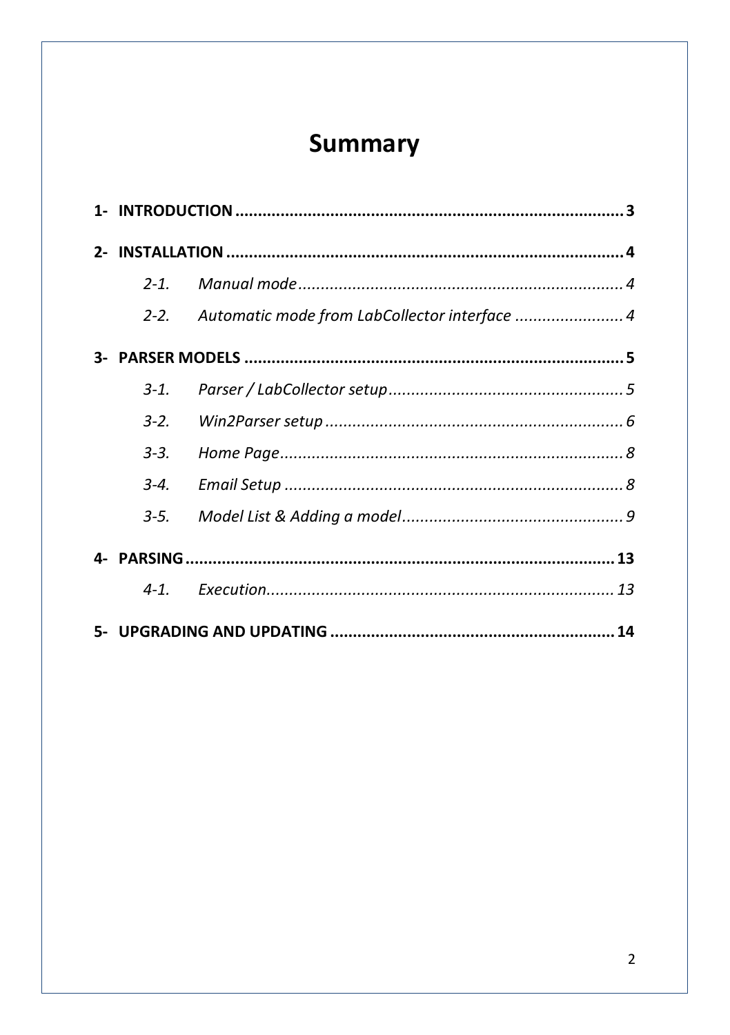# Summary

**1- INTRODUCTION .......................................................................................... 3**

**2- INSTALLATION .......................................................................................... 4**

*2-1. Manual mode ........................................................................ 4*

*2-2. Automatic mode from LabCollector interface ........................ 4*

**3- PARSER MODELS ...................................................................................... 5**

*3-1. Parser / LabCollector setup .................................................... 5*

*3-2. Win2Parser setup .................................................................. 6*

*3-3. Home Page ............................................................................ 8*

*3-4. Email Setup ........................................................................... 8*

*3-5. Model List & Adding a model ................................................. 9*

**4- PARSING ................................................................................................... 13**

*4-1. Execution.............................................................................. 13*

**5- UPGRADING AND UPDATING ................................................................ 14**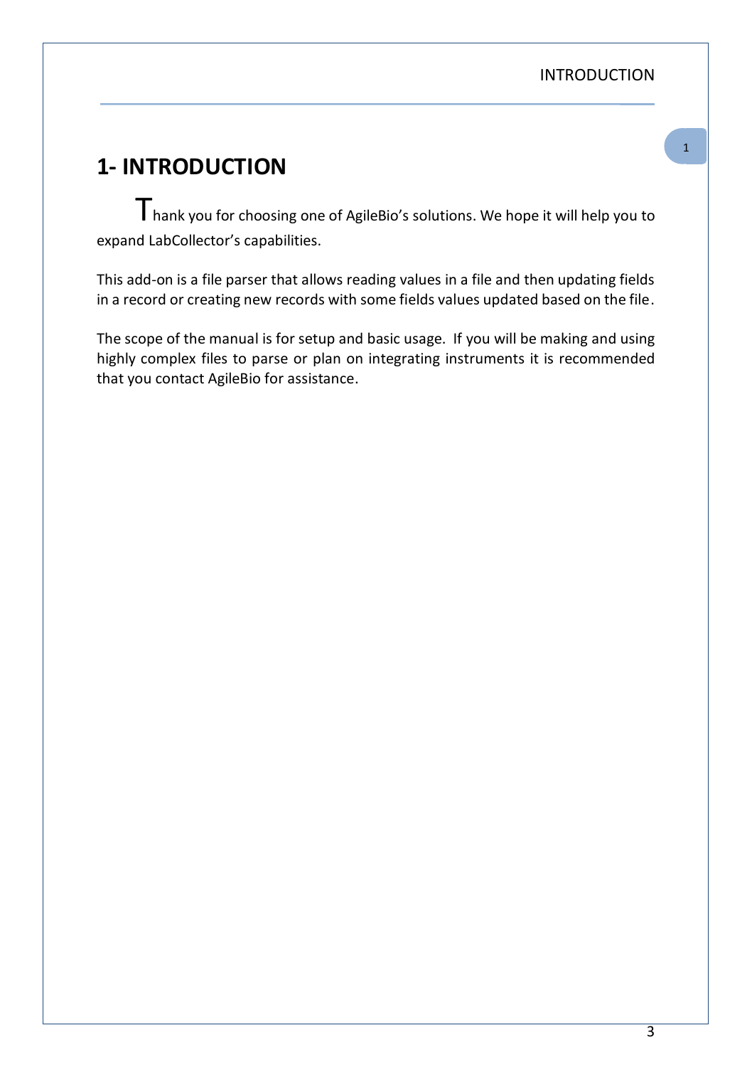# 1- INTRODUCTION

Thank you for choosing one of AgileBio's solutions. We hope it will help you to expand LabCollector's capabilities.

This add-on is a file parser that allows reading values in a file and then updating fields in a record or creating new records with some fields values updated based on the file.

The scope of the manual is for setup and basic usage. If you will be making and using highly complex files to parse or plan on integrating instruments it is recommended that you contact AgileBio for assistance.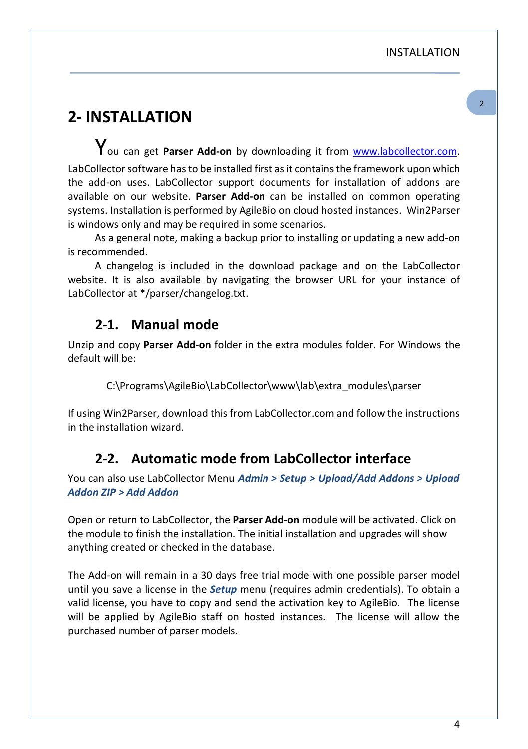# 2- INSTALLATION

You can get **Parser Add-on** by downloading it from [www.labcollector.com](http://www.labcollector.com). LabCollector software has to be installed first as it contains the framework upon which the add-on uses. LabCollector support documents for installation of addons are available on our website. **Parser Add-on** can be installed on common operating systems. Installation is performed by AgileBio on cloud hosted instances. Win2Parser is windows only and may be required in some scenarios.

As a general note, making a backup prior to installing or updating a new add-on is recommended.

A changelog is included in the download package and on the LabCollector website. It is also available by navigating the browser URL for your instance of LabCollector at */parser/changelog.txt.

## 2-1. Manual mode

Unzip and copy **Parser Add-on** folder in the extra modules folder. For Windows the default will be:

C:\Programs\AgileBio\LabCollector\www\lab\extra_modules\parser

If using Win2Parser, download this from LabCollector.com and follow the instructions in the installation wizard.

## 2-2. Automatic mode from LabCollector interface

You can also use LabCollector Menu ***Admin > Setup > Upload/Add Addons > Upload Addon ZIP > Add Addon***

Open or return to LabCollector, the **Parser Add-on** module will be activated. Click on the module to finish the installation. The initial installation and upgrades will show anything created or checked in the database.

The Add-on will remain in a 30 days free trial mode with one possible parser model until you save a license in the ***Setup*** menu (requires admin credentials). To obtain a valid license, you have to copy and send the activation key to AgileBio. The license will be applied by AgileBio staff on hosted instances. The license will allow the purchased number of parser models.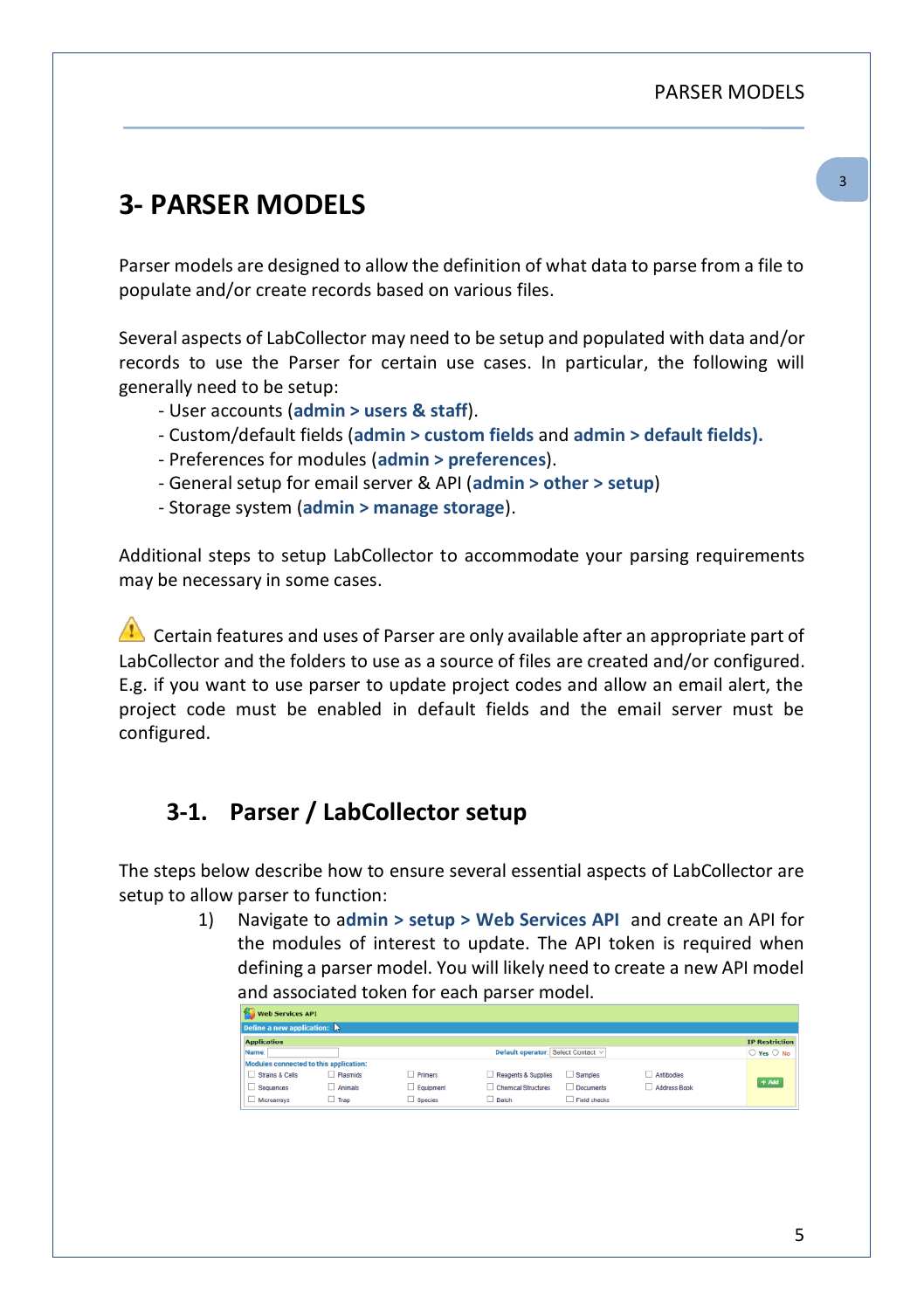# 3- PARSER MODELS

Parser models are designed to allow the definition of what data to parse from a file to populate and/or create records based on various files.

Several aspects of LabCollector may need to be setup and populated with data and/or records to use the Parser for certain use cases. In particular, the following will generally need to be setup:

- User accounts (**admin > users & staff**).
- Custom/default fields (**admin > custom fields** and **admin > default fields).**
- Preferences for modules (**admin > preferences**).
- General setup for email server & API (**admin > other > setup**)
- Storage system (**admin > manage storage**).

Additional steps to setup LabCollector to accommodate your parsing requirements may be necessary in some cases.

⚠ Certain features and uses of Parser are only available after an appropriate part of LabCollector and the folders to use as a source of files are created and/or configured. E.g. if you want to use parser to update project codes and allow an email alert, the project code must be enabled in default fields and the email server must be configured.

## 3-1. Parser / LabCollector setup

The steps below describe how to ensure several essential aspects of LabCollector are setup to allow parser to function:

1) Navigate to **admin > setup > Web Services API** and create an API for the modules of interest to update. The API token is required when defining a parser model. You will likely need to create a new API model and associated token for each parser model.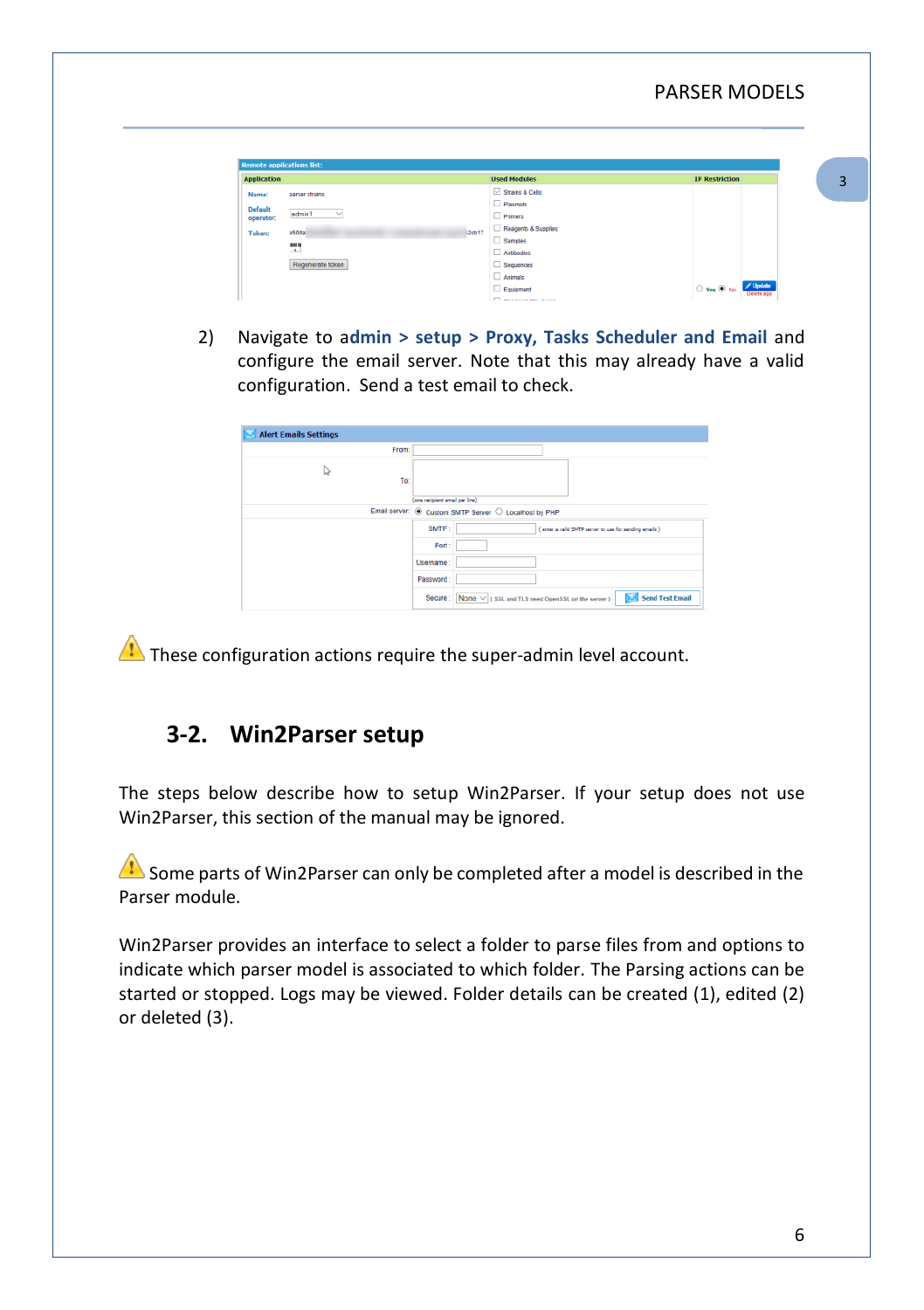2) Navigate to **admin > setup > Proxy, Tasks Scheduler and Email** and configure the email server. Note that this may already have a valid configuration. Send a test email to check.

⚠ These configuration actions require the super-admin level account.

## 3-2. Win2Parser setup

The steps below describe how to setup Win2Parser. If your setup does not use Win2Parser, this section of the manual may be ignored.

⚠ Some parts of Win2Parser can only be completed after a model is described in the Parser module.

Win2Parser provides an interface to select a folder to parse files from and options to indicate which parser model is associated to which folder. The Parsing actions can be started or stopped. Logs may be viewed. Folder details can be created (1), edited (2) or deleted (3).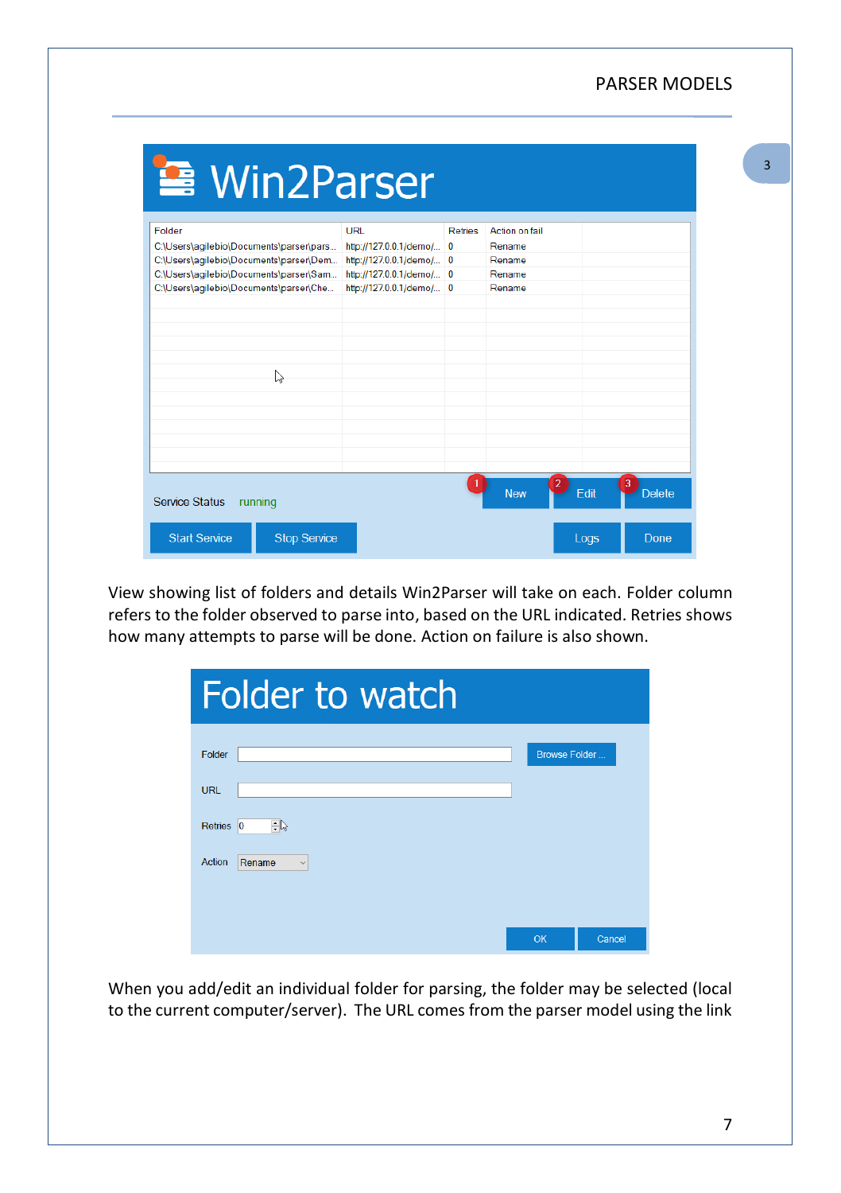View showing list of folders and details Win2Parser will take on each. Folder column refers to the folder observed to parse into, based on the URL indicated. Retries shows how many attempts to parse will be done. Action on failure is also shown.

When you add/edit an individual folder for parsing, the folder may be selected (local to the current computer/server). The URL comes from the parser model using the link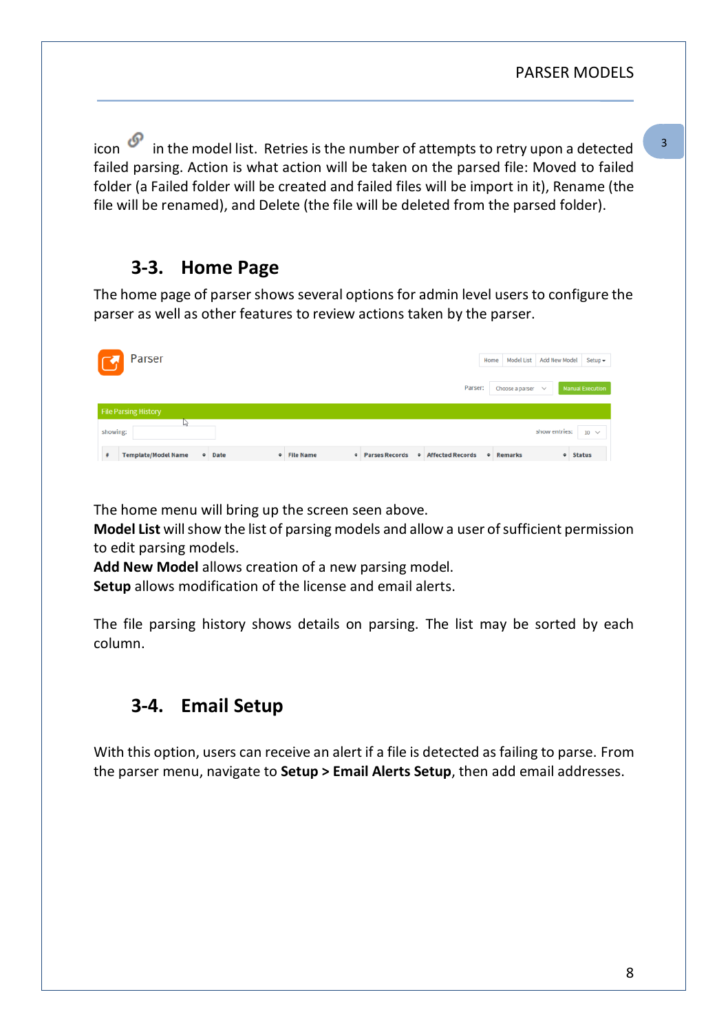icon 🔗 in the model list. Retries is the number of attempts to retry upon a detected failed parsing. Action is what action will be taken on the parsed file: Moved to failed folder (a Failed folder will be created and failed files will be import in it), Rename (the file will be renamed), and Delete (the file will be deleted from the parsed folder).

## 3-3. Home Page

The home page of parser shows several options for admin level users to configure the parser as well as other features to review actions taken by the parser.

The home menu will bring up the screen seen above.
**Model List** will show the list of parsing models and allow a user of sufficient permission to edit parsing models.
**Add New Model** allows creation of a new parsing model.
**Setup** allows modification of the license and email alerts.

The file parsing history shows details on parsing. The list may be sorted by each column.

## 3-4. Email Setup

With this option, users can receive an alert if a file is detected as failing to parse. From the parser menu, navigate to **Setup > Email Alerts Setup**, then add email addresses.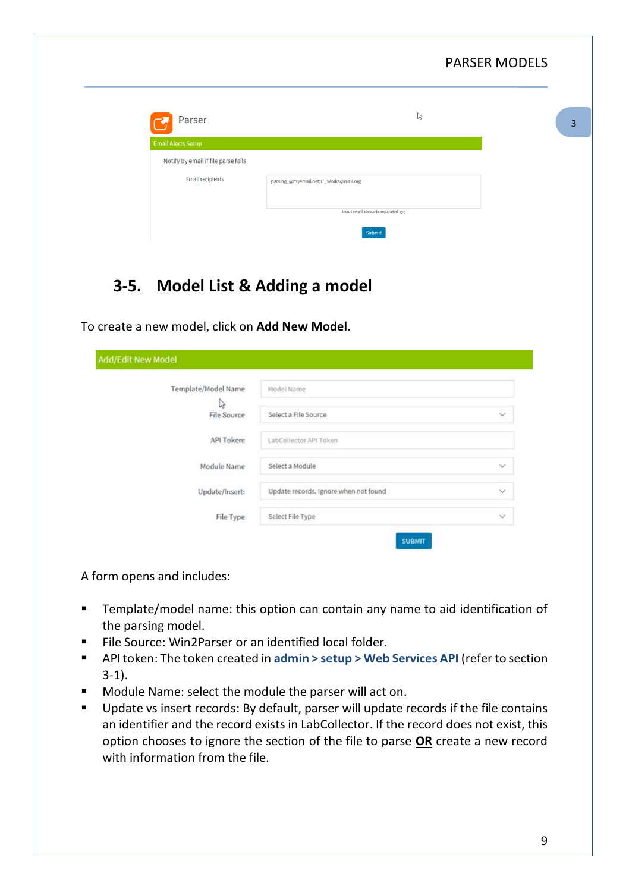## 3-5. Model List & Adding a model

To create a new model, click on **Add New Model**.

A form opens and includes:

- Template/model name: this option can contain any name to aid identification of the parsing model.
- File Source: Win2Parser or an identified local folder.
- API token: The token created in **admin > setup > Web Services API** (refer to section 3-1).
- Module Name: select the module the parser will act on.
- Update vs insert records: By default, parser will update records if the file contains an identifier and the record exists in LabCollector. If the record does not exist, this option chooses to ignore the section of the file to parse **OR** create a new record with information from the file.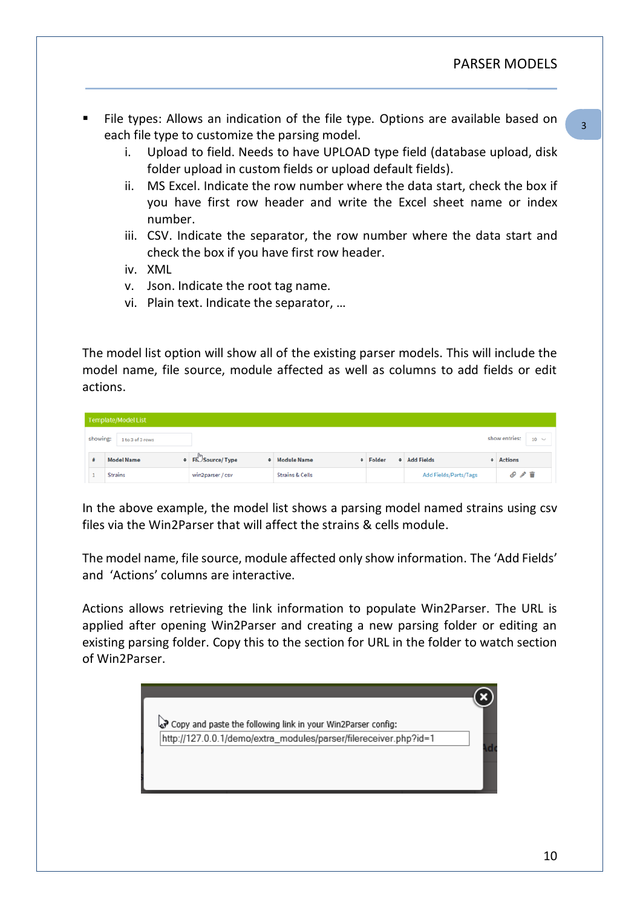- File types: Allows an indication of the file type. Options are available based on each file type to customize the parsing model.
    i. Upload to field. Needs to have UPLOAD type field (database upload, disk folder upload in custom fields or upload default fields).
    ii. MS Excel. Indicate the row number where the data start, check the box if you have first row header and write the Excel sheet name or index number.
    iii. CSV. Indicate the separator, the row number where the data start and check the box if you have first row header.
    iv. XML
    v. Json. Indicate the root tag name.
    vi. Plain text. Indicate the separator, …

The model list option will show all of the existing parser models. This will include the model name, file source, module affected as well as columns to add fields or edit actions.

Template/Model List

showing: 1 to 3 of 3 rows — show entries: 10

| # | Model Name | File Source/ Type | Module Name | Folder | Add Fields | Actions |
|---|---|---|---|---|---|---|
| 1 | Strains | win2parser / csv | Strains & Cells | | Add Fields/Parts/Tags | |

In the above example, the model list shows a parsing model named strains using csv files via the Win2Parser that will affect the strains & cells module.

The model name, file source, module affected only show information. The 'Add Fields' and 'Actions' columns are interactive.

Actions allows retrieving the link information to populate Win2Parser. The URL is applied after opening Win2Parser and creating a new parsing folder or editing an existing parsing folder. Copy this to the section for URL in the folder to watch section of Win2Parser.

Copy and paste the following link in your Win2Parser config:

http://127.0.0.1/demo/extra_modules/parser/filereceiver.php?id=1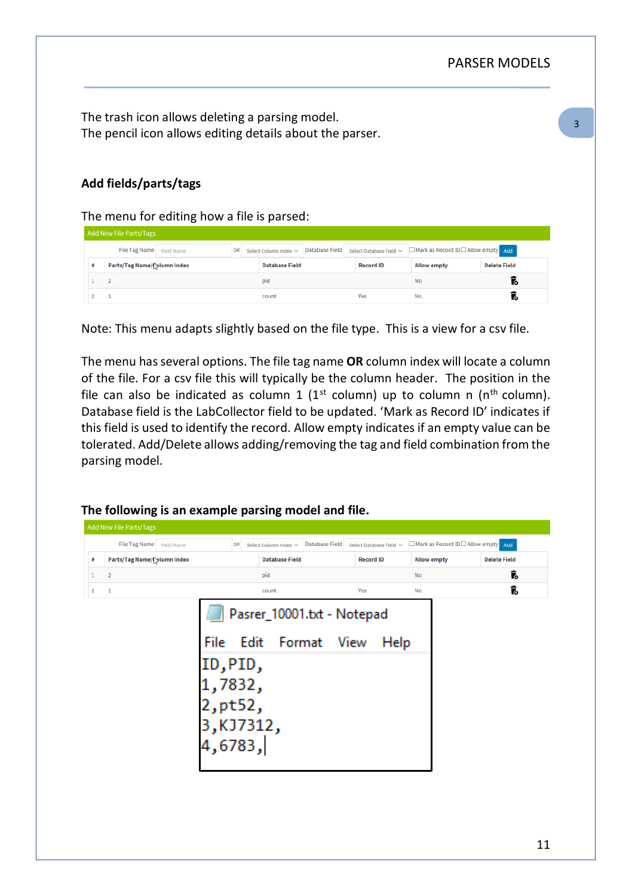The trash icon allows deleting a parsing model.
The pencil icon allows editing details about the parser.

## Add fields/parts/tags

The menu for editing how a file is parsed:

Add New File Parts/Tags

File Tag Name [Field Name] OR [Select Column Index] Database Field [Select Database Field] ☐Mark as Record ID ☐ Allow empty [Add]

| # | Parts/Tag Name/Column Index | Database Field | Record ID | Allow empty | Delete Field |
|---|---|---|---|---|---|
| 1 | 2 | pid | | No | |
| 2 | 1 | count | Yes | No | |

Note: This menu adapts slightly based on the file type. This is a view for a csv file.

The menu has several options. The file tag name **OR** column index will locate a column of the file. For a csv file this will typically be the column header. The position in the file can also be indicated as column 1 (1st column) up to column n (nth column). Database field is the LabCollector field to be updated. 'Mark as Record ID' indicates if this field is used to identify the record. Allow empty indicates if an empty value can be tolerated. Add/Delete allows adding/removing the tag and field combination from the parsing model.

## The following is an example parsing model and file.

Add New File Parts/Tags

File Tag Name [Field Name] OR [Select Column Index] Database Field [Select Database Field] ☐Mark as Record ID ☐ Allow empty [Add]

| # | Parts/Tag Name/Column Index | Database Field | Record ID | Allow empty | Delete Field |
|---|---|---|---|---|---|
| 1 | 2 | pid | | No | |
| 2 | 1 | count | Yes | No | |

Pasrer_10001.txt - Notepad

File Edit Format View Help

```
ID,PID,
1,7832,
2,pt52,
3,KJ7312,
4,6783,
```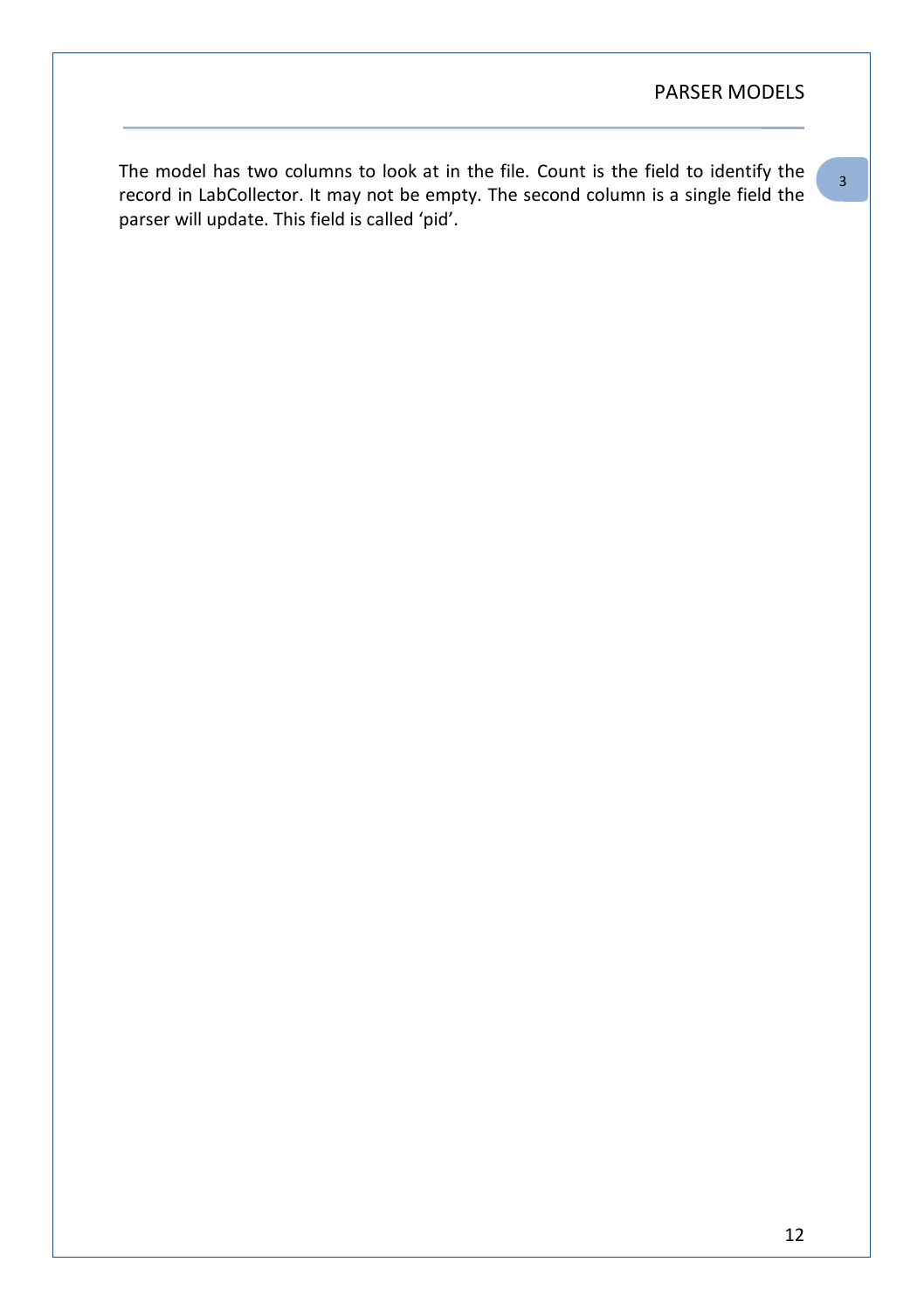The model has two columns to look at in the file. Count is the field to identify the record in LabCollector. It may not be empty. The second column is a single field the parser will update. This field is called ‘pid’.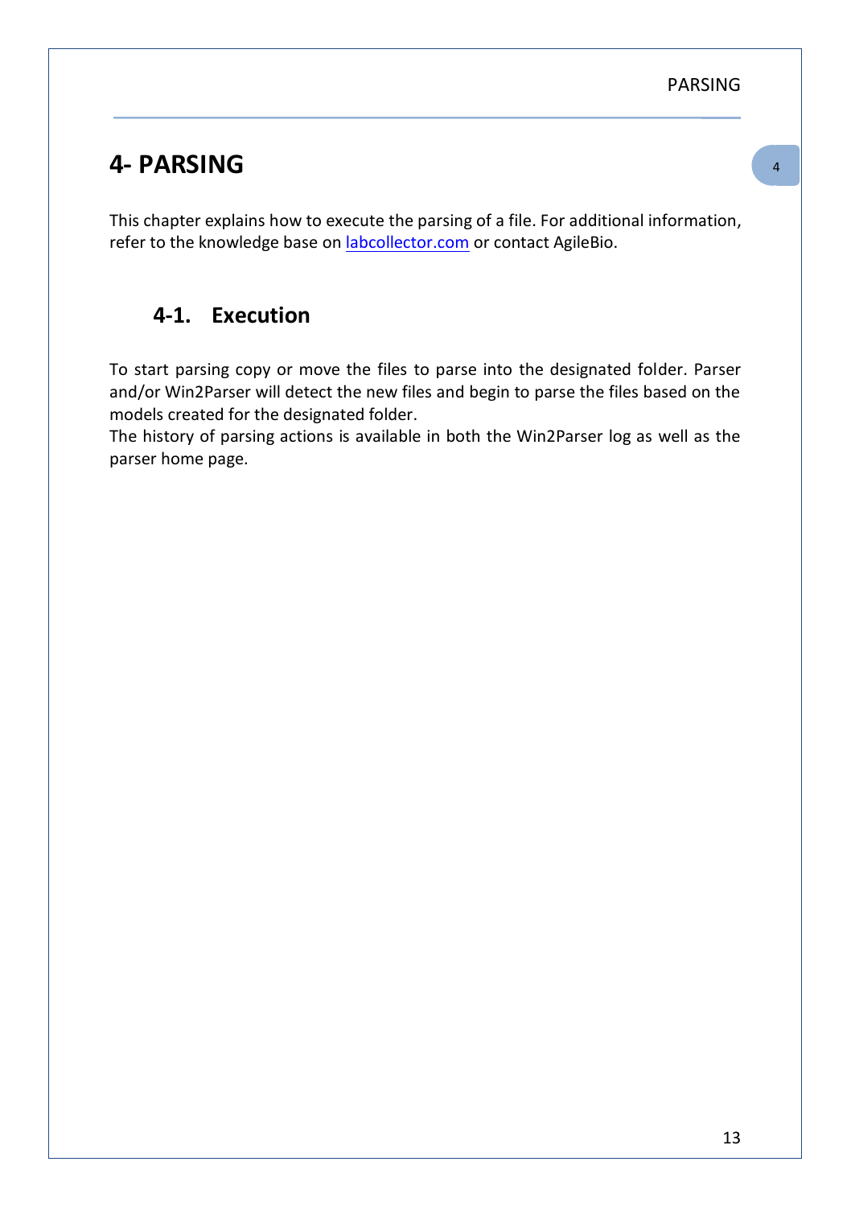# 4- PARSING

This chapter explains how to execute the parsing of a file. For additional information, refer to the knowledge base on [labcollector.com](labcollector.com) or contact AgileBio.

## 4-1. Execution

To start parsing copy or move the files to parse into the designated folder. Parser and/or Win2Parser will detect the new files and begin to parse the files based on the models created for the designated folder.
The history of parsing actions is available in both the Win2Parser log as well as the parser home page.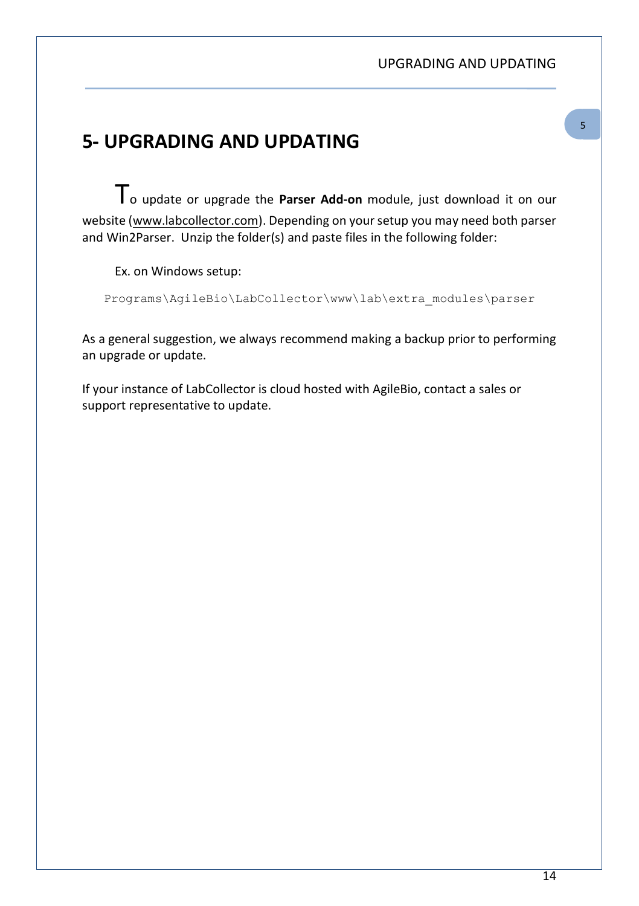# 5- UPGRADING AND UPDATING

To update or upgrade the **Parser Add-on** module, just download it on our website (www.labcollector.com). Depending on your setup you may need both parser and Win2Parser. Unzip the folder(s) and paste files in the following folder:

Ex. on Windows setup:

```
Programs\AgileBio\LabCollector\www\lab\extra_modules\parser
```

As a general suggestion, we always recommend making a backup prior to performing an upgrade or update.

If your instance of LabCollector is cloud hosted with AgileBio, contact a sales or support representative to update.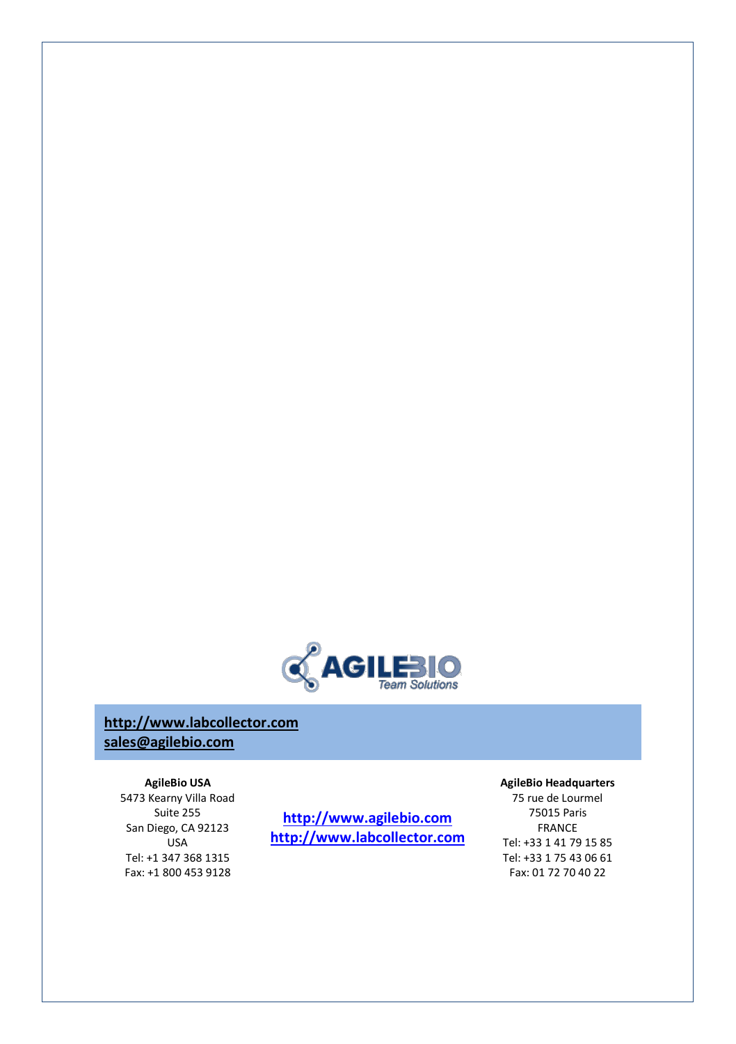**http://www.labcollector.com**
**sales@agilebio.com**

**AgileBio USA**
5473 Kearny Villa Road
Suite 255
San Diego, CA 92123
USA
Tel: +1 347 368 1315
Fax: +1 800 453 9128

**http://www.agilebio.com**
**http://www.labcollector.com**

**AgileBio Headquarters**
75 rue de Lourmel
75015 Paris
FRANCE
Tel: +33 1 41 79 15 85
Tel: +33 1 75 43 06 61
Fax: 01 72 70 40 22